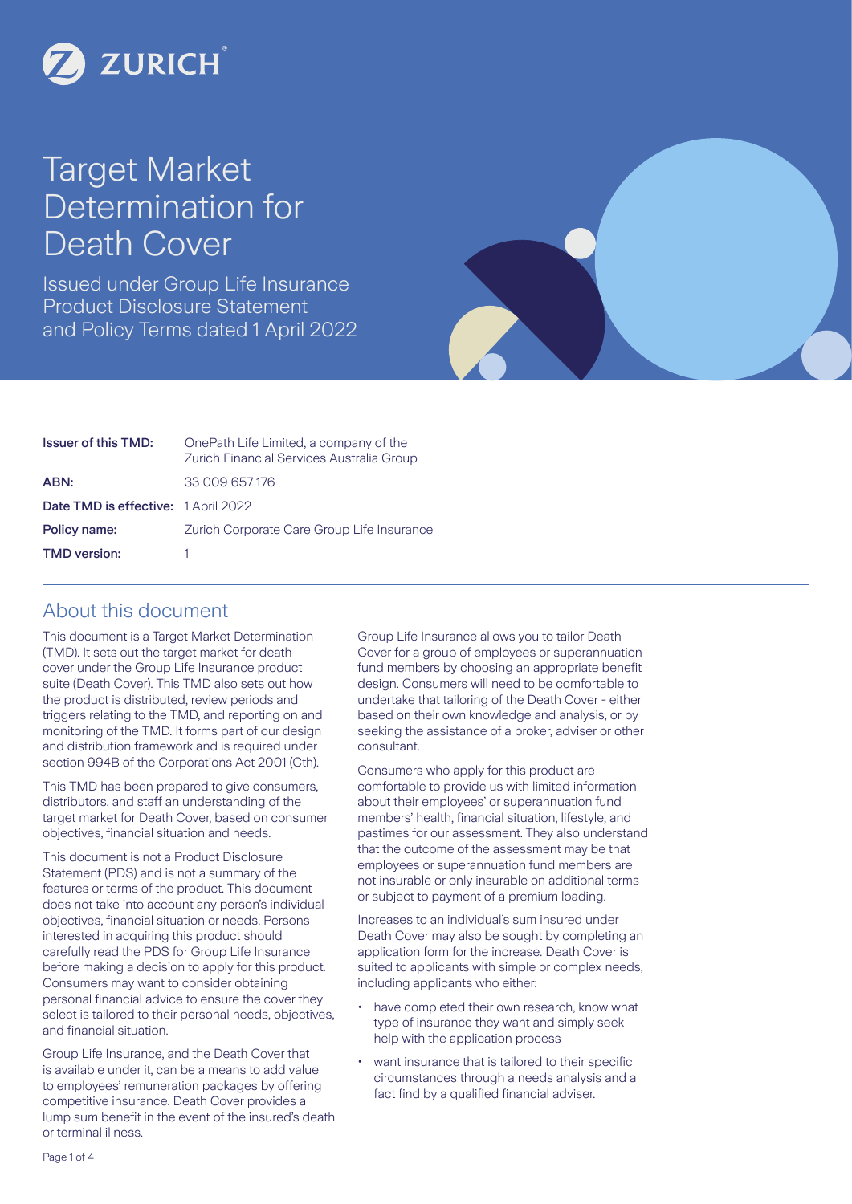ZURICH

# Target Market Determination for Death Cover

Issued under Group Life Insurance Product Disclosure Statement and Policy Terms dated 1 April 2022

| | |
|---|---|
| **Issuer of this TMD:** | OnePath Life Limited, a company of the Zurich Financial Services Australia Group |
| **ABN:** | 33 009 657 176 |
| **Date TMD is effective:** | 1 April 2022 |
| **Policy name:** | Zurich Corporate Care Group Life Insurance |
| **TMD version:** | 1 |

## About this document

This document is a Target Market Determination (TMD). It sets out the target market for death cover under the Group Life Insurance product suite (Death Cover). This TMD also sets out how the product is distributed, review periods and triggers relating to the TMD, and reporting on and monitoring of the TMD. It forms part of our design and distribution framework and is required under section 994B of the Corporations Act 2001 (Cth).

This TMD has been prepared to give consumers, distributors, and staff an understanding of the target market for Death Cover, based on consumer objectives, financial situation and needs.

This document is not a Product Disclosure Statement (PDS) and is not a summary of the features or terms of the product. This document does not take into account any person's individual objectives, financial situation or needs. Persons interested in acquiring this product should carefully read the PDS for Group Life Insurance before making a decision to apply for this product. Consumers may want to consider obtaining personal financial advice to ensure the cover they select is tailored to their personal needs, objectives, and financial situation.

Group Life Insurance, and the Death Cover that is available under it, can be a means to add value to employees' remuneration packages by offering competitive insurance. Death Cover provides a lump sum benefit in the event of the insured's death or terminal illness.

Group Life Insurance allows you to tailor Death Cover for a group of employees or superannuation fund members by choosing an appropriate benefit design. Consumers will need to be comfortable to undertake that tailoring of the Death Cover - either based on their own knowledge and analysis, or by seeking the assistance of a broker, adviser or other consultant.

Consumers who apply for this product are comfortable to provide us with limited information about their employees' or superannuation fund members' health, financial situation, lifestyle, and pastimes for our assessment. They also understand that the outcome of the assessment may be that employees or superannuation fund members are not insurable or only insurable on additional terms or subject to payment of a premium loading.

Increases to an individual's sum insured under Death Cover may also be sought by completing an application form for the increase. Death Cover is suited to applicants with simple or complex needs, including applicants who either:

- have completed their own research, know what type of insurance they want and simply seek help with the application process
- want insurance that is tailored to their specific circumstances through a needs analysis and a fact find by a qualified financial adviser.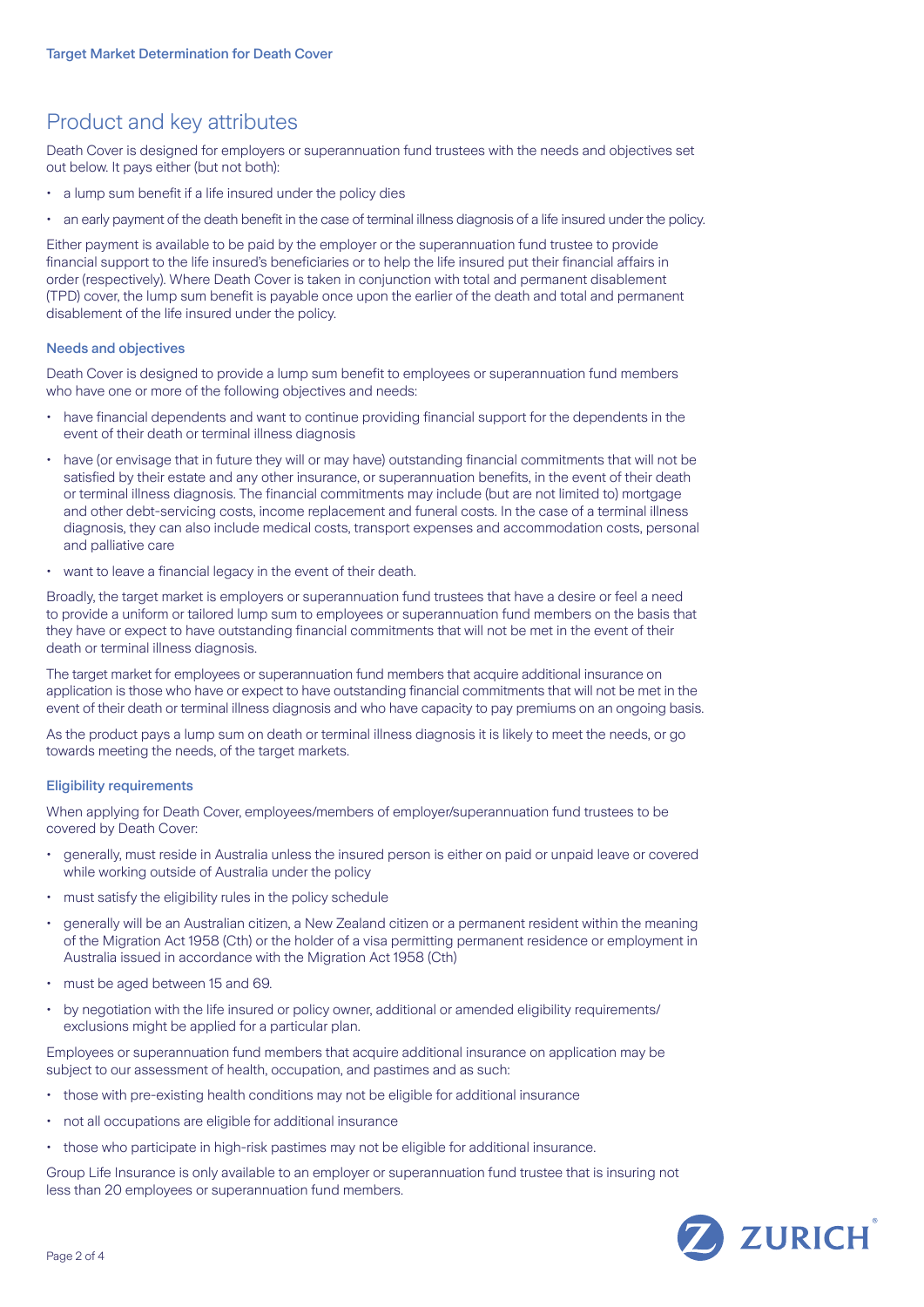## Product and key attributes

Death Cover is designed for employers or superannuation fund trustees with the needs and objectives set out below. It pays either (but not both):

- a lump sum benefit if a life insured under the policy dies
- an early payment of the death benefit in the case of terminal illness diagnosis of a life insured under the policy.

Either payment is available to be paid by the employer or the superannuation fund trustee to provide financial support to the life insured's beneficiaries or to help the life insured put their financial affairs in order (respectively). Where Death Cover is taken in conjunction with total and permanent disablement (TPD) cover, the lump sum benefit is payable once upon the earlier of the death and total and permanent disablement of the life insured under the policy.

### Needs and objectives

Death Cover is designed to provide a lump sum benefit to employees or superannuation fund members who have one or more of the following objectives and needs:

- have financial dependents and want to continue providing financial support for the dependents in the event of their death or terminal illness diagnosis
- have (or envisage that in future they will or may have) outstanding financial commitments that will not be satisfied by their estate and any other insurance, or superannuation benefits, in the event of their death or terminal illness diagnosis. The financial commitments may include (but are not limited to) mortgage and other debt-servicing costs, income replacement and funeral costs. In the case of a terminal illness diagnosis, they can also include medical costs, transport expenses and accommodation costs, personal and palliative care
- want to leave a financial legacy in the event of their death.

Broadly, the target market is employers or superannuation fund trustees that have a desire or feel a need to provide a uniform or tailored lump sum to employees or superannuation fund members on the basis that they have or expect to have outstanding financial commitments that will not be met in the event of their death or terminal illness diagnosis.

The target market for employees or superannuation fund members that acquire additional insurance on application is those who have or expect to have outstanding financial commitments that will not be met in the event of their death or terminal illness diagnosis and who have capacity to pay premiums on an ongoing basis.

As the product pays a lump sum on death or terminal illness diagnosis it is likely to meet the needs, or go towards meeting the needs, of the target markets.

### Eligibility requirements

When applying for Death Cover, employees/members of employer/superannuation fund trustees to be covered by Death Cover:

- generally, must reside in Australia unless the insured person is either on paid or unpaid leave or covered while working outside of Australia under the policy
- must satisfy the eligibility rules in the policy schedule
- generally will be an Australian citizen, a New Zealand citizen or a permanent resident within the meaning of the Migration Act 1958 (Cth) or the holder of a visa permitting permanent residence or employment in Australia issued in accordance with the Migration Act 1958 (Cth)
- must be aged between 15 and 69.
- by negotiation with the life insured or policy owner, additional or amended eligibility requirements/ exclusions might be applied for a particular plan.

Employees or superannuation fund members that acquire additional insurance on application may be subject to our assessment of health, occupation, and pastimes and as such:

- those with pre-existing health conditions may not be eligible for additional insurance
- not all occupations are eligible for additional insurance
- those who participate in high-risk pastimes may not be eligible for additional insurance.

Group Life Insurance is only available to an employer or superannuation fund trustee that is insuring not less than 20 employees or superannuation fund members.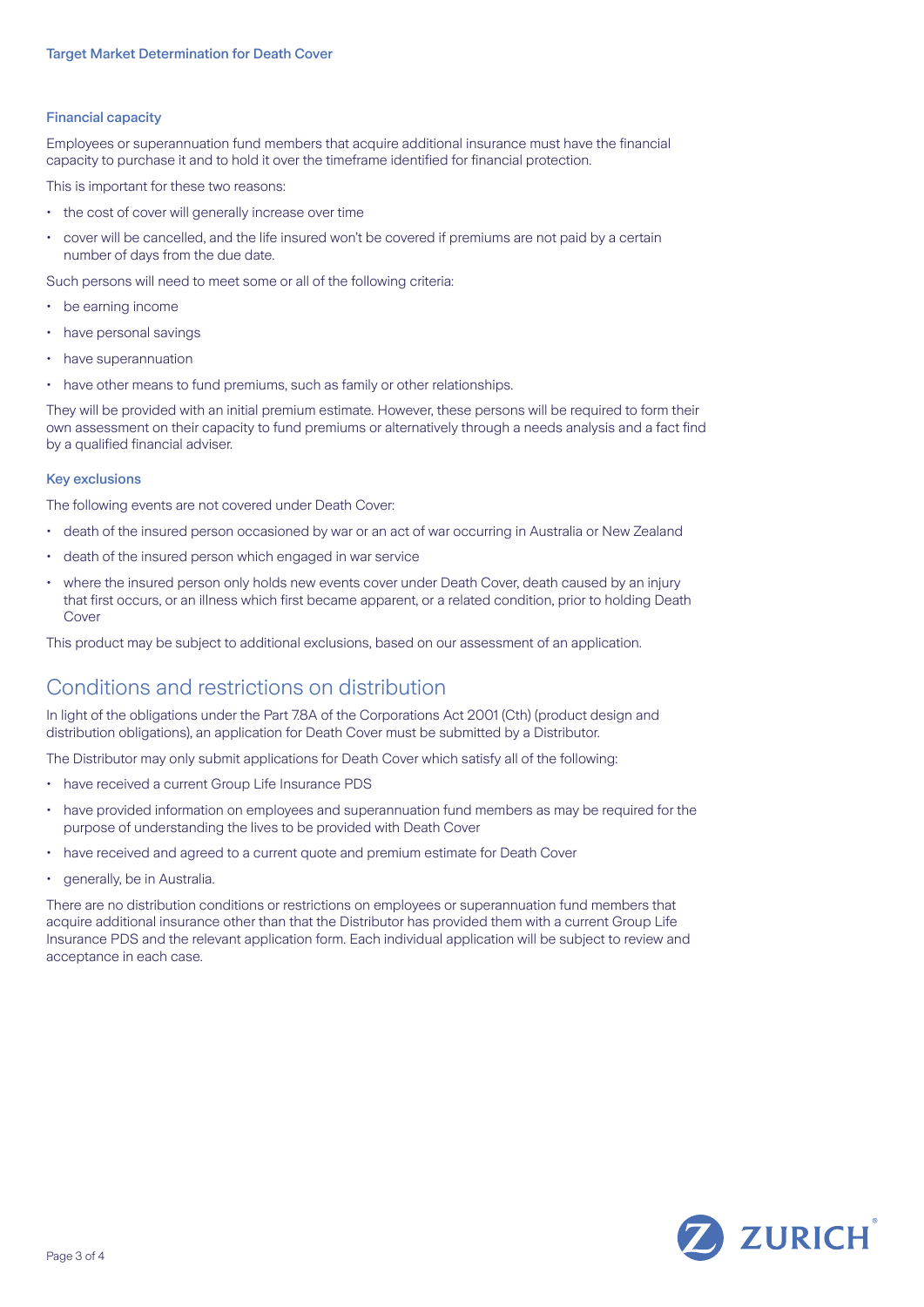### Financial capacity

Employees or superannuation fund members that acquire additional insurance must have the financial capacity to purchase it and to hold it over the timeframe identified for financial protection.

This is important for these two reasons:

- the cost of cover will generally increase over time
- cover will be cancelled, and the life insured won't be covered if premiums are not paid by a certain number of days from the due date.

Such persons will need to meet some or all of the following criteria:

- be earning income
- have personal savings
- have superannuation
- have other means to fund premiums, such as family or other relationships.

They will be provided with an initial premium estimate. However, these persons will be required to form their own assessment on their capacity to fund premiums or alternatively through a needs analysis and a fact find by a qualified financial adviser.

### Key exclusions

The following events are not covered under Death Cover:

- death of the insured person occasioned by war or an act of war occurring in Australia or New Zealand
- death of the insured person which engaged in war service
- where the insured person only holds new events cover under Death Cover, death caused by an injury that first occurs, or an illness which first became apparent, or a related condition, prior to holding Death Cover

This product may be subject to additional exclusions, based on our assessment of an application.

## Conditions and restrictions on distribution

In light of the obligations under the Part 7.8A of the Corporations Act 2001 (Cth) (product design and distribution obligations), an application for Death Cover must be submitted by a Distributor.

The Distributor may only submit applications for Death Cover which satisfy all of the following:

- have received a current Group Life Insurance PDS
- have provided information on employees and superannuation fund members as may be required for the purpose of understanding the lives to be provided with Death Cover
- have received and agreed to a current quote and premium estimate for Death Cover
- generally, be in Australia.

There are no distribution conditions or restrictions on employees or superannuation fund members that acquire additional insurance other than that the Distributor has provided them with a current Group Life Insurance PDS and the relevant application form. Each individual application will be subject to review and acceptance in each case.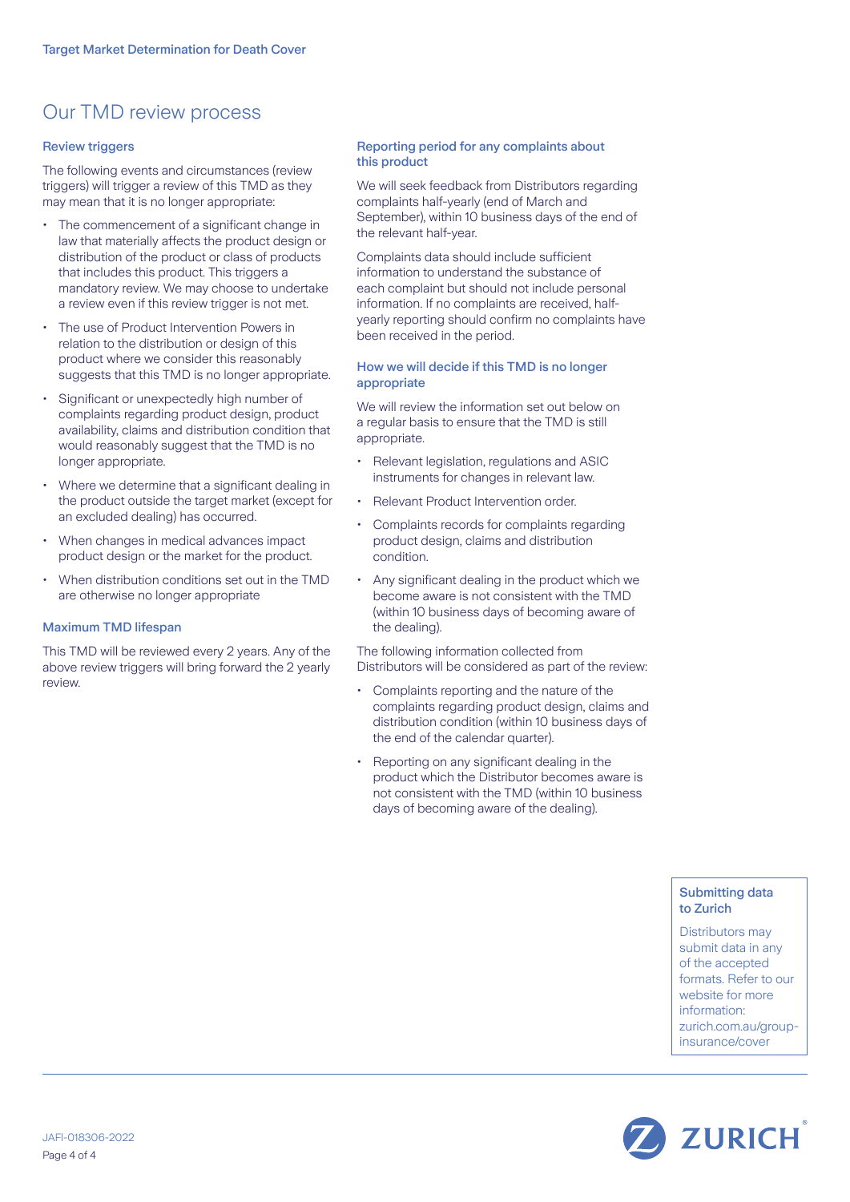# Our TMD review process

### Review triggers

The following events and circumstances (review triggers) will trigger a review of this TMD as they may mean that it is no longer appropriate:

- The commencement of a significant change in law that materially affects the product design or distribution of the product or class of products that includes this product. This triggers a mandatory review. We may choose to undertake a review even if this review trigger is not met.
- The use of Product Intervention Powers in relation to the distribution or design of this product where we consider this reasonably suggests that this TMD is no longer appropriate.
- Significant or unexpectedly high number of complaints regarding product design, product availability, claims and distribution condition that would reasonably suggest that the TMD is no longer appropriate.
- Where we determine that a significant dealing in the product outside the target market (except for an excluded dealing) has occurred.
- When changes in medical advances impact product design or the market for the product.
- When distribution conditions set out in the TMD are otherwise no longer appropriate

### Maximum TMD lifespan

This TMD will be reviewed every 2 years. Any of the above review triggers will bring forward the 2 yearly review.

### Reporting period for any complaints about this product

We will seek feedback from Distributors regarding complaints half-yearly (end of March and September), within 10 business days of the end of the relevant half-year.

Complaints data should include sufficient information to understand the substance of each complaint but should not include personal information. If no complaints are received, half-yearly reporting should confirm no complaints have been received in the period.

### How we will decide if this TMD is no longer appropriate

We will review the information set out below on a regular basis to ensure that the TMD is still appropriate.

- Relevant legislation, regulations and ASIC instruments for changes in relevant law.
- Relevant Product Intervention order.
- Complaints records for complaints regarding product design, claims and distribution condition.
- Any significant dealing in the product which we become aware is not consistent with the TMD (within 10 business days of becoming aware of the dealing).

The following information collected from Distributors will be considered as part of the review:

- Complaints reporting and the nature of the complaints regarding product design, claims and distribution condition (within 10 business days of the end of the calendar quarter).
- Reporting on any significant dealing in the product which the Distributor becomes aware is not consistent with the TMD (within 10 business days of becoming aware of the dealing).

**Submitting data to Zurich**

Distributors may submit data in any of the accepted formats. Refer to our website for more information: zurich.com.au/group-insurance/cover

JAFI-018306-2022